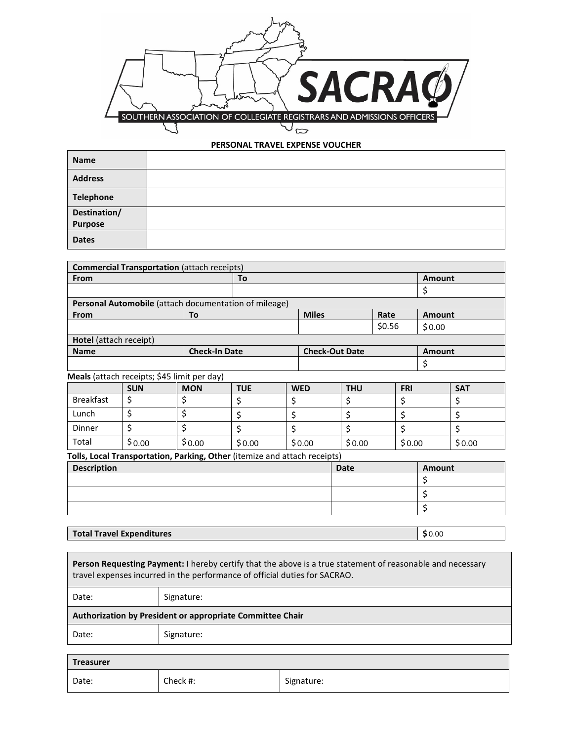SACRAO

SOUTHERN ASSOCIATION OF COLLEGIATE REGISTRARS AND ADMISSIONS OFFICERS

**PERSONAL TRAVEL EXPENSE VOUCHER**

| **Name** | |
|---|---|
| **Address** | |
| **Telephone** | |
| **Destination/ Purpose** | |
| **Dates** | |

**Commercial Transportation** (attach receipts)

| From | To | Amount |
|---|---|---|
| | | $ |

**Personal Automobile** (attach documentation of mileage)

| From | To | Miles | Rate | Amount |
|---|---|---|---|---|
| | | | $0.56 | $ 0.00 |

**Hotel** (attach receipt)

| Name | Check-In Date | Check-Out Date | Amount |
|---|---|---|---|
| | | | $ |

**Meals** (attach receipts; $45 limit per day)

| | SUN | MON | TUE | WED | THU | FRI | SAT |
|---|---|---|---|---|---|---|---|
| Breakfast | $ | $ | $ | $ | $ | $ | $ |
| Lunch | $ | $ | $ | $ | $ | $ | $ |
| Dinner | $ | $ | $ | $ | $ | $ | $ |
| Total | $ 0.00 | $ 0.00 | $ 0.00 | $ 0.00 | $ 0.00 | $ 0.00 | $ 0.00 |

**Tolls, Local Transportation, Parking, Other** (itemize and attach receipts)

| Description | Date | Amount |
|---|---|---|
| | | $ |
| | | $ |
| | | $ |

| **Total Travel Expenditures** | **$** 0.00 |
|---|---|

**Person Requesting Payment:** I hereby certify that the above is a true statement of reasonable and necessary travel expenses incurred in the performance of official duties for SACRAO.

| Date: | Signature: |
|---|---|

**Authorization by President or appropriate Committee Chair**

| Date: | Signature: |
|---|---|

**Treasurer**

| Date: | Check #: | Signature: |
|---|---|---|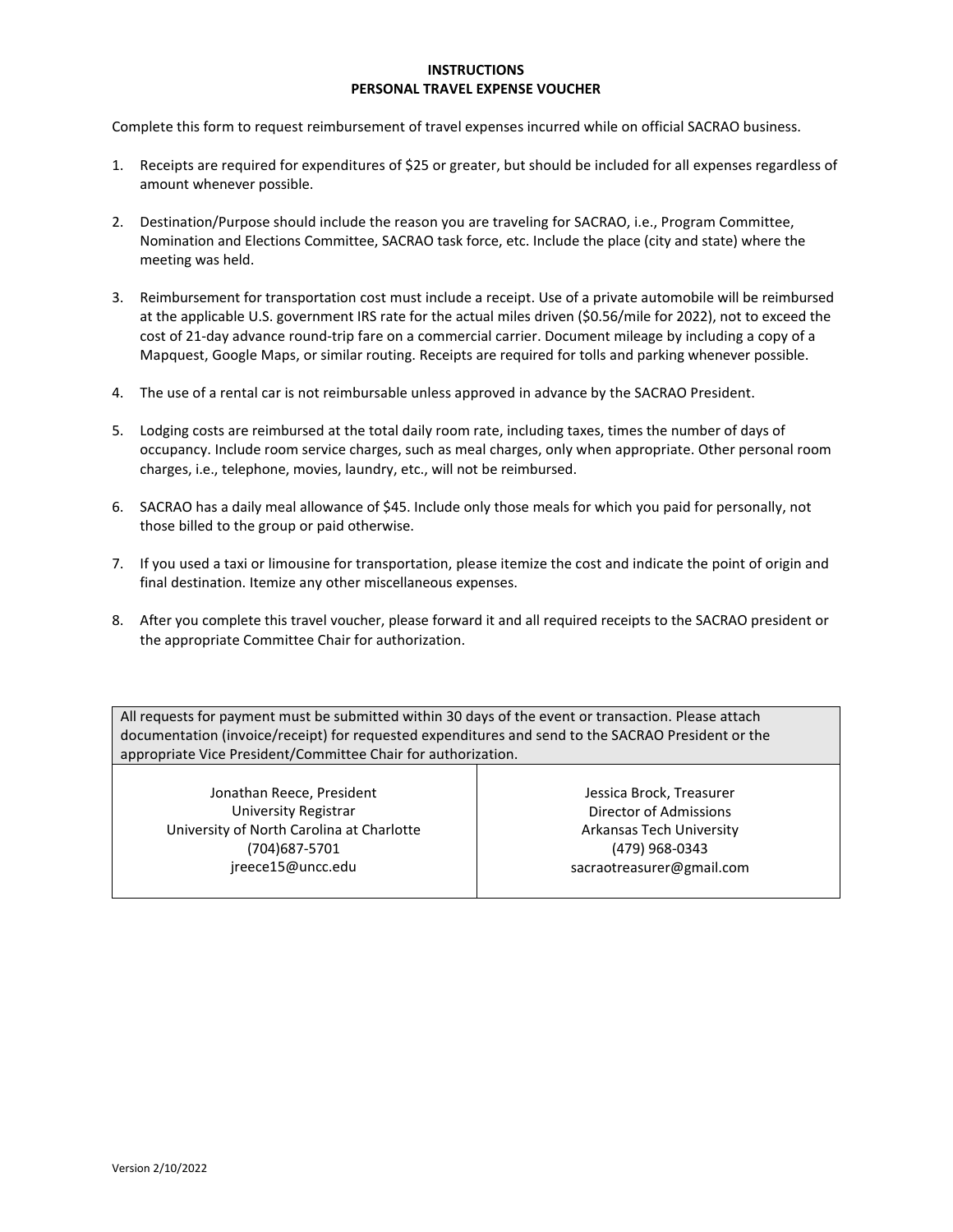**INSTRUCTIONS**
**PERSONAL TRAVEL EXPENSE VOUCHER**

Complete this form to request reimbursement of travel expenses incurred while on official SACRAO business.

1. Receipts are required for expenditures of $25 or greater, but should be included for all expenses regardless of amount whenever possible.
2. Destination/Purpose should include the reason you are traveling for SACRAO, i.e., Program Committee, Nomination and Elections Committee, SACRAO task force, etc. Include the place (city and state) where the meeting was held.
3. Reimbursement for transportation cost must include a receipt. Use of a private automobile will be reimbursed at the applicable U.S. government IRS rate for the actual miles driven ($0.56/mile for 2022), not to exceed the cost of 21-day advance round-trip fare on a commercial carrier. Document mileage by including a copy of a Mapquest, Google Maps, or similar routing. Receipts are required for tolls and parking whenever possible.
4. The use of a rental car is not reimbursable unless approved in advance by the SACRAO President.
5. Lodging costs are reimbursed at the total daily room rate, including taxes, times the number of days of occupancy. Include room service charges, such as meal charges, only when appropriate. Other personal room charges, i.e., telephone, movies, laundry, etc., will not be reimbursed.
6. SACRAO has a daily meal allowance of $45. Include only those meals for which you paid for personally, not those billed to the group or paid otherwise.
7. If you used a taxi or limousine for transportation, please itemize the cost and indicate the point of origin and final destination. Itemize any other miscellaneous expenses.
8. After you complete this travel voucher, please forward it and all required receipts to the SACRAO president or the appropriate Committee Chair for authorization.

| All requests for payment must be submitted within 30 days of the event or transaction. Please attach documentation (invoice/receipt) for requested expenditures and send to the SACRAO President or the appropriate Vice President/Committee Chair for authorization. | |
| --- | --- |
| Jonathan Reece, President<br>University Registrar<br>University of North Carolina at Charlotte<br>(704)687-5701<br>jreece15@uncc.edu | Jessica Brock, Treasurer<br>Director of Admissions<br>Arkansas Tech University<br>(479) 968-0343<br>sacraotreasurer@gmail.com |

Version 2/10/2022